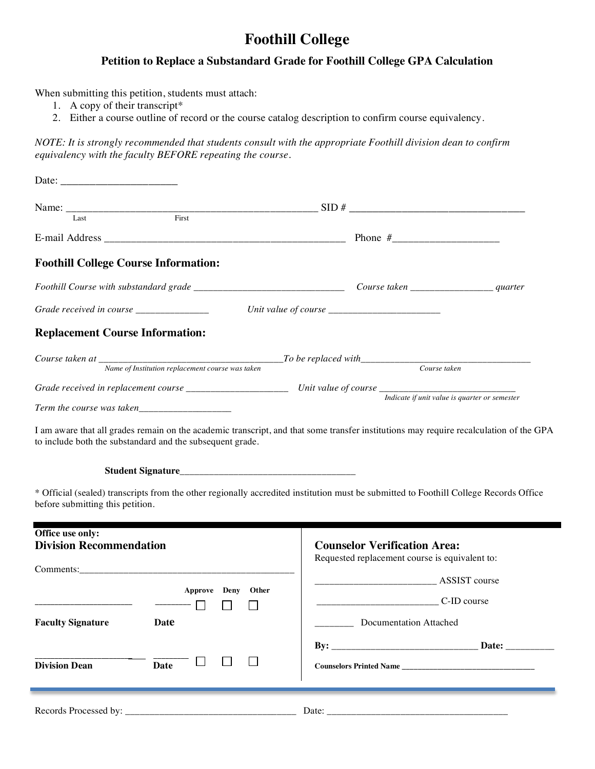# Foothill College

## Petition to Replace a Substandard Grade for Foothill College GPA Calculation

When submitting this petition, students must attach:

1. A copy of their transcript*
2. Either a course outline of record or the course catalog description to confirm course equivalency.

*NOTE: It is strongly recommended that students consult with the appropriate Foothill division dean to confirm equivalency with the faculty BEFORE repeating the course.*

Date: ______________________

Name: __________________________________________________ SID # ___________________________________
Last First

E-mail Address ________________________________________________ Phone #____________________

### Foothill College Course Information:

*Foothill Course with substandard grade* ______________________________ *Course taken* ________________ *quarter*

*Grade received in course* _______________ *Unit value of course* ______________________

### Replacement Course Information:

*Course taken at* ____________________________________*To be replaced with*__________________________________
*Name of Institution replacement course was taken* *Course taken*

*Grade received in replacement course* _____________________ *Unit value of course* ____________________________
*Indicate if unit value is quarter or semester*

*Term the course was taken*___________________

I am aware that all grades remain on the academic transcript, and that some transfer institutions may require recalculation of the GPA to include both the substandard and the subsequent grade.

**Student Signature**_____________________________________

\* Official (sealed) transcripts from the other regionally accredited institution must be submitted to Foothill College Records Office before submitting this petition.

---

**Office use only:**

### Division Recommendation

Comments:______________________________________________

| | | Approve | Deny | Other |
|---|---|---|---|---|
| ____________________ **Faculty Signature** | _______ **Date** | ☐ | ☐ | ☐ |
| ____________________ **Division Dean** | _______ **Date** | ☐ | ☐ | ☐ |

### Counselor Verification Area:

Requested replacement course is equivalent to:

_________________________ ASSIST course

_________________________ C-ID course

________ Documentation Attached

**By:** ______________________________ **Date:** __________

**Counselors Printed Name** _______________________________

---

Records Processed by: ___________________________________ Date: _____________________________________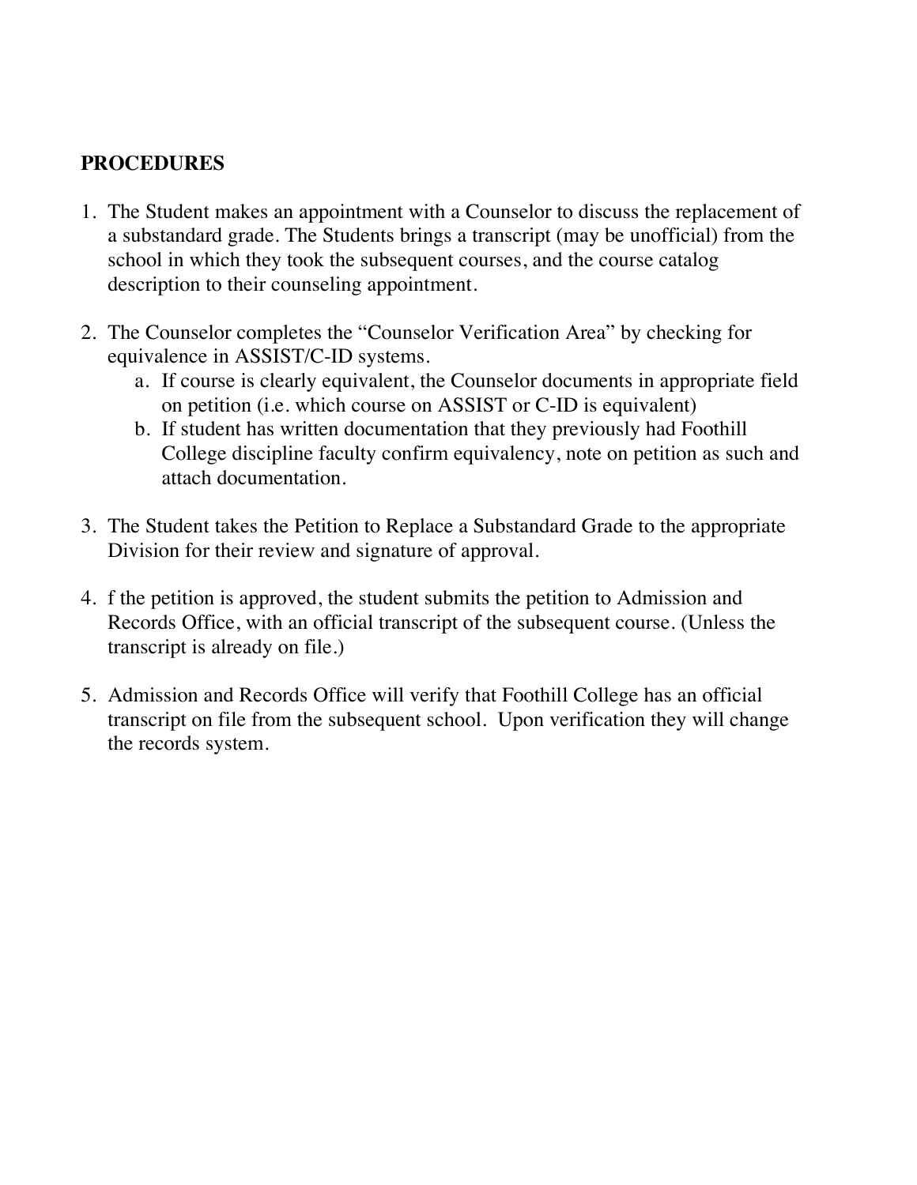**PROCEDURES**

1. The Student makes an appointment with a Counselor to discuss the replacement of a substandard grade. The Students brings a transcript (may be unofficial) from the school in which they took the subsequent courses, and the course catalog description to their counseling appointment.

2. The Counselor completes the "Counselor Verification Area" by checking for equivalence in ASSIST/C-ID systems.
   a. If course is clearly equivalent, the Counselor documents in appropriate field on petition (i.e. which course on ASSIST or C-ID is equivalent)
   b. If student has written documentation that they previously had Foothill College discipline faculty confirm equivalency, note on petition as such and attach documentation.

3. The Student takes the Petition to Replace a Substandard Grade to the appropriate Division for their review and signature of approval.

4. f the petition is approved, the student submits the petition to Admission and Records Office, with an official transcript of the subsequent course. (Unless the transcript is already on file.)

5. Admission and Records Office will verify that Foothill College has an official transcript on file from the subsequent school. Upon verification they will change the records system.